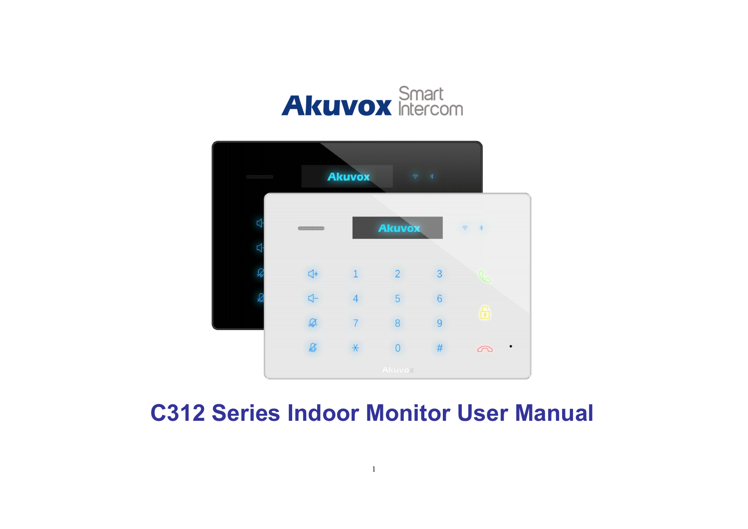# C312 Series Indoor Monitor User Manual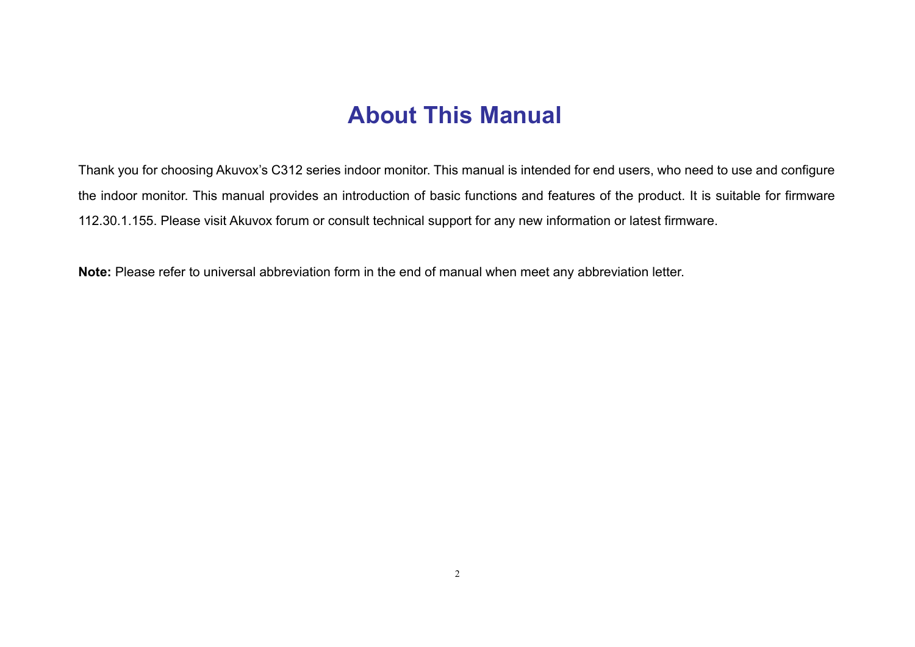# About This Manual

Thank you for choosing Akuvox's C312 series indoor monitor. This manual is intended for end users, who need to use and configure the indoor monitor. This manual provides an introduction of basic functions and features of the product. It is suitable for firmware 112.30.1.155. Please visit Akuvox forum or consult technical support for any new information or latest firmware.

**Note:** Please refer to universal abbreviation form in the end of manual when meet any abbreviation letter.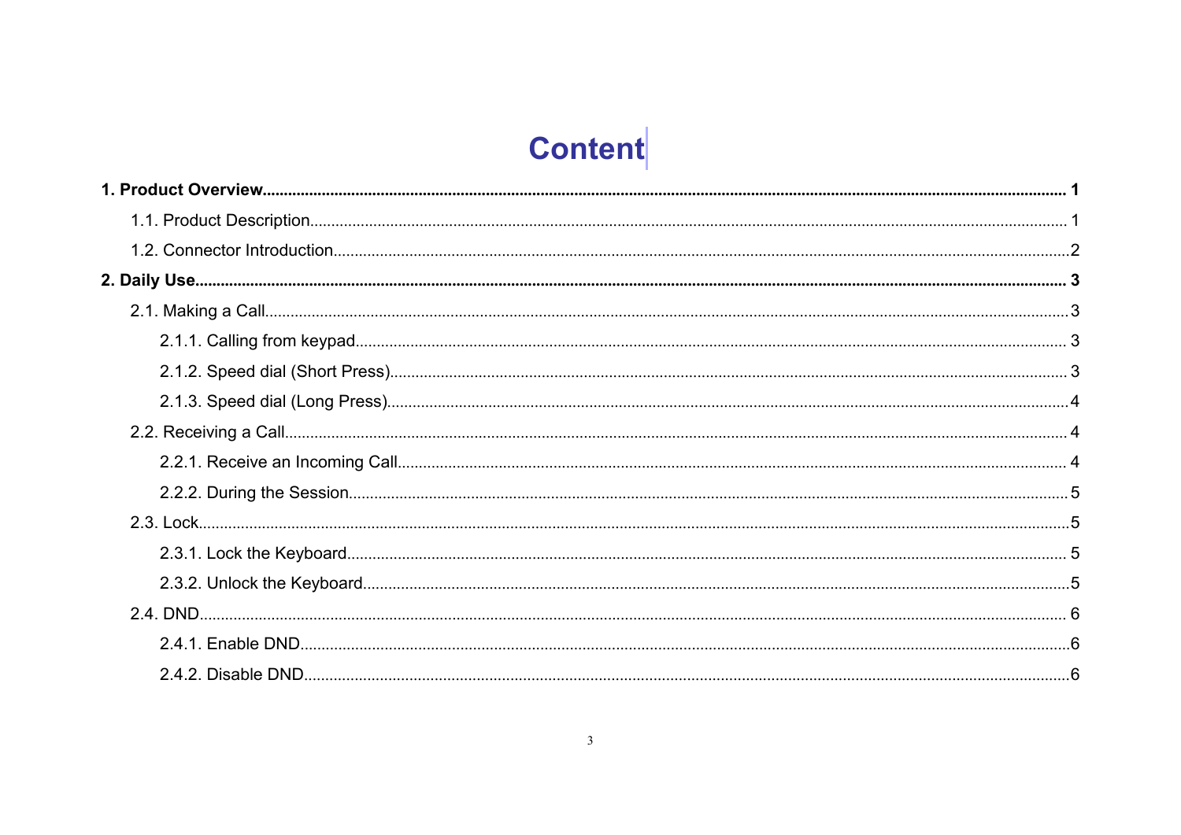# Content

**1. Product Overview ........ 1**

- 1.1. Product Description ........ 1
- 1.2. Connector Introduction ........ 2

**2. Daily Use ........ 3**

- 2.1. Making a Call ........ 3
  - 2.1.1. Calling from keypad ........ 3
  - 2.1.2. Speed dial (Short Press) ........ 3
  - 2.1.3. Speed dial (Long Press) ........ 4
- 2.2. Receiving a Call ........ 4
  - 2.2.1. Receive an Incoming Call ........ 4
  - 2.2.2. During the Session ........ 5
- 2.3. Lock ........ 5
  - 2.3.1. Lock the Keyboard ........ 5
  - 2.3.2. Unlock the Keyboard ........ 5
- 2.4. DND ........ 6
  - 2.4.1. Enable DND ........ 6
  - 2.4.2. Disable DND ........ 6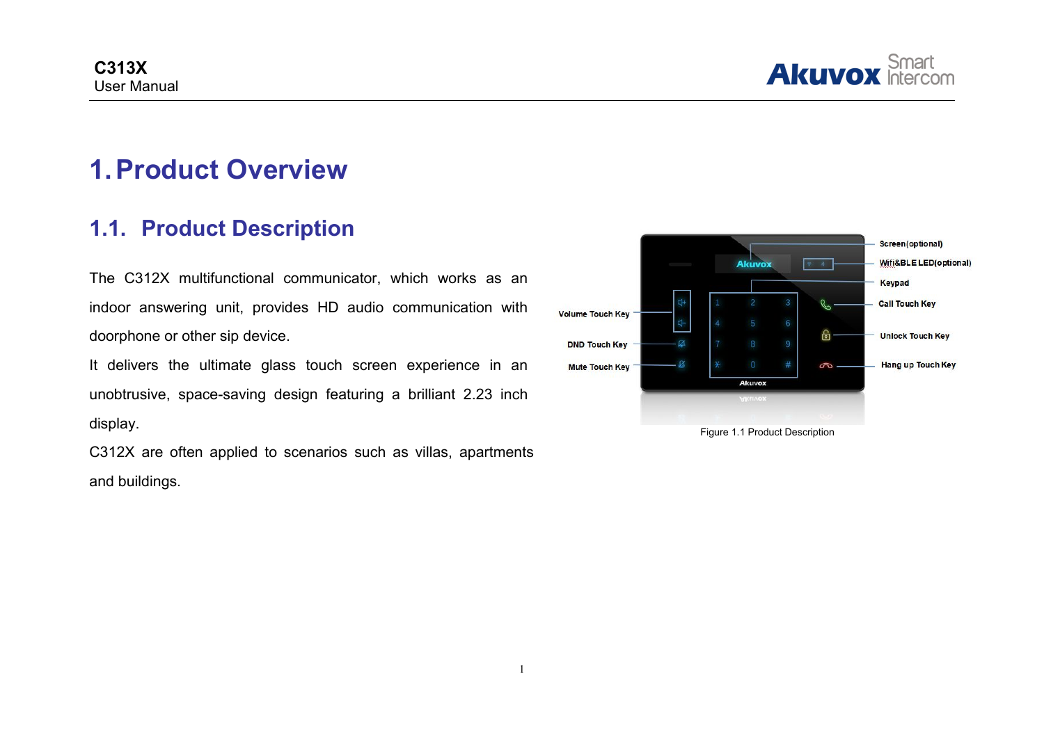# 1. Product Overview

## 1.1. Product Description

The C312X multifunctional communicator, which works as an indoor answering unit, provides HD audio communication with doorphone or other sip device.

It delivers the ultimate glass touch screen experience in an unobtrusive, space-saving design featuring a brilliant 2.23 inch display.

C312X are often applied to scenarios such as villas, apartments and buildings.

Screen(optional)
Wifi&BLE LED(optional)
Keypad
Call Touch Key
Unlock Touch Key
Hang up Touch Key
Volume Touch Key
DND Touch Key
Mute Touch Key

Figure 1.1 Product Description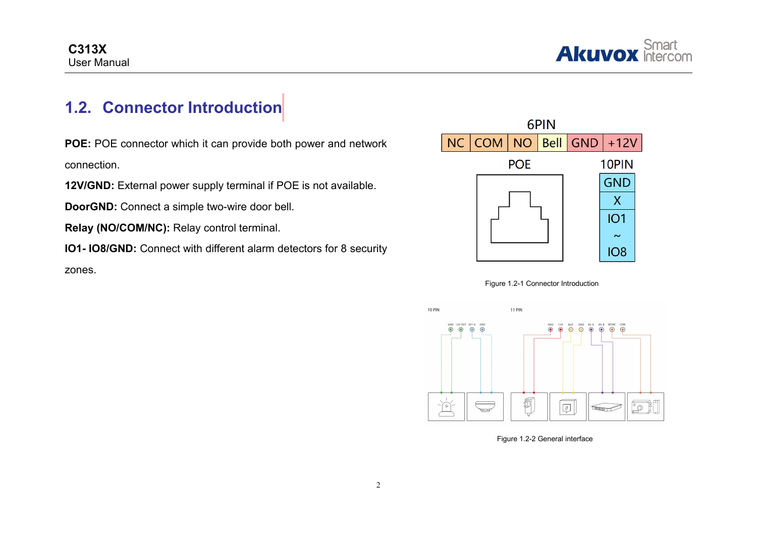## 1.2. Connector Introduction

**POE:** POE connector which it can provide both power and network connection.

**12V/GND:** External power supply terminal if POE is not available.

**DoorGND:** Connect a simple two-wire door bell.

**Relay (NO/COM/NC):** Relay control terminal.

**IO1- IO8/GND:** Connect with different alarm detectors for 8 security zones.

Figure 1.2-1 Connector Introduction

Figure 1.2-2 General interface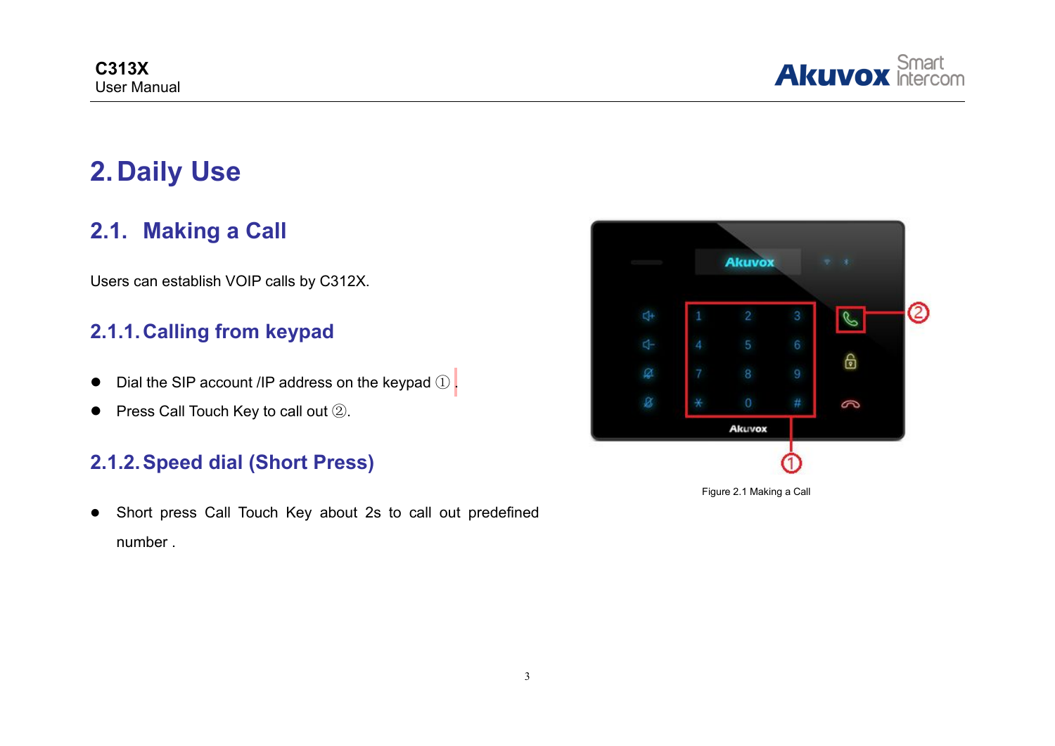# 2. Daily Use

## 2.1. Making a Call

Users can establish VOIP calls by C312X.

### 2.1.1. Calling from keypad

- Dial the SIP account /IP address on the keypad ①.
- Press Call Touch Key to call out ②.

Figure 2.1 Making a Call

### 2.1.2. Speed dial (Short Press)

- Short press Call Touch Key about 2s to call out predefined number .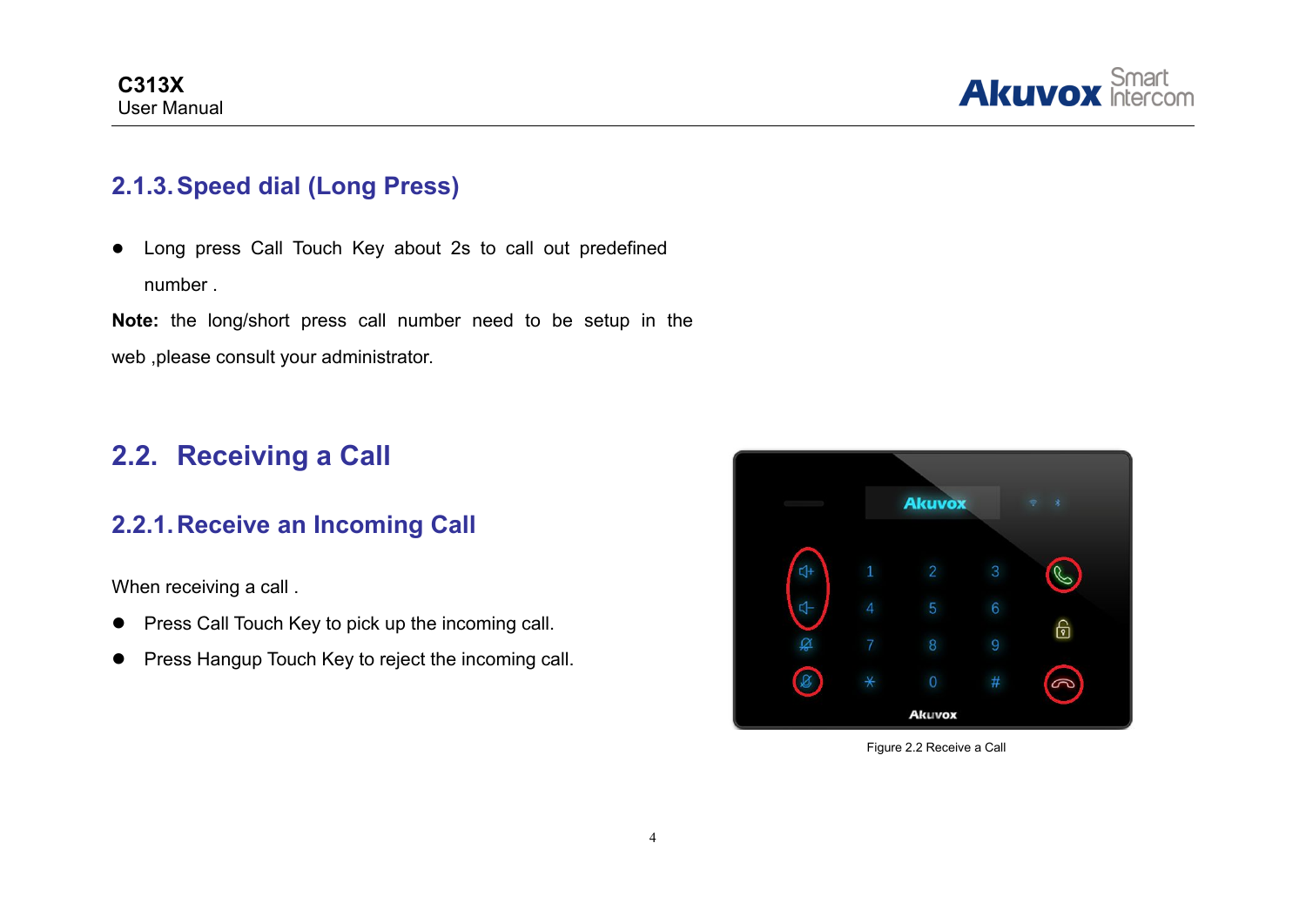### 2.1.3. Speed dial (Long Press)

- Long press Call Touch Key about 2s to call out predefined number .

**Note:** the long/short press call number need to be setup in the web ,please consult your administrator.

## 2.2. Receiving a Call

### 2.2.1. Receive an Incoming Call

When receiving a call .

- Press Call Touch Key to pick up the incoming call.
- Press Hangup Touch Key to reject the incoming call.

Figure 2.2 Receive a Call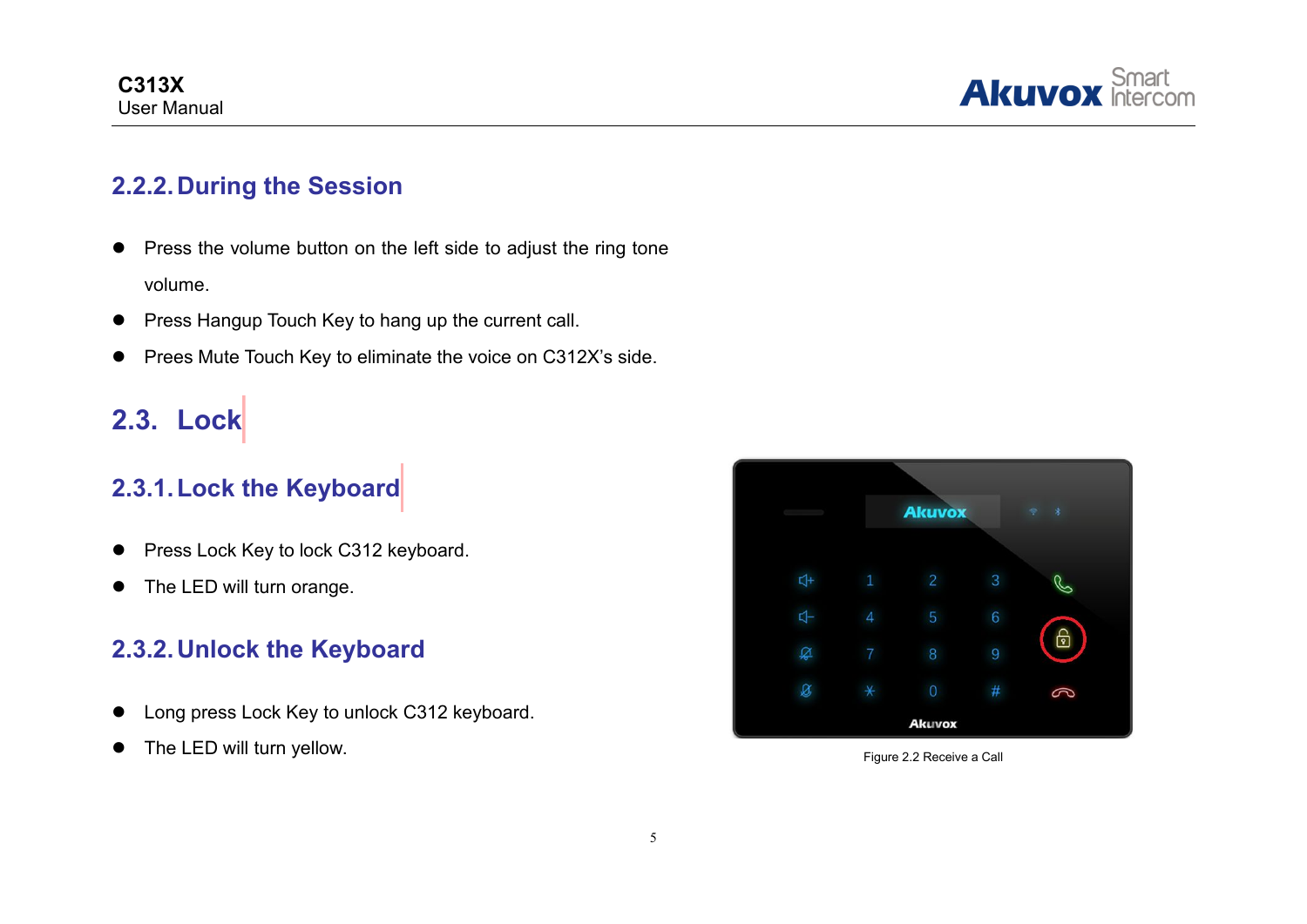### 2.2.2. During the Session

- Press the volume button on the left side to adjust the ring tone volume.
- Press Hangup Touch Key to hang up the current call.
- Prees Mute Touch Key to eliminate the voice on C312X's side.

## 2.3. Lock

### 2.3.1. Lock the Keyboard

- Press Lock Key to lock C312 keyboard.
- The LED will turn orange.

### 2.3.2. Unlock the Keyboard

- Long press Lock Key to unlock C312 keyboard.
- The LED will turn yellow.

Figure 2.2 Receive a Call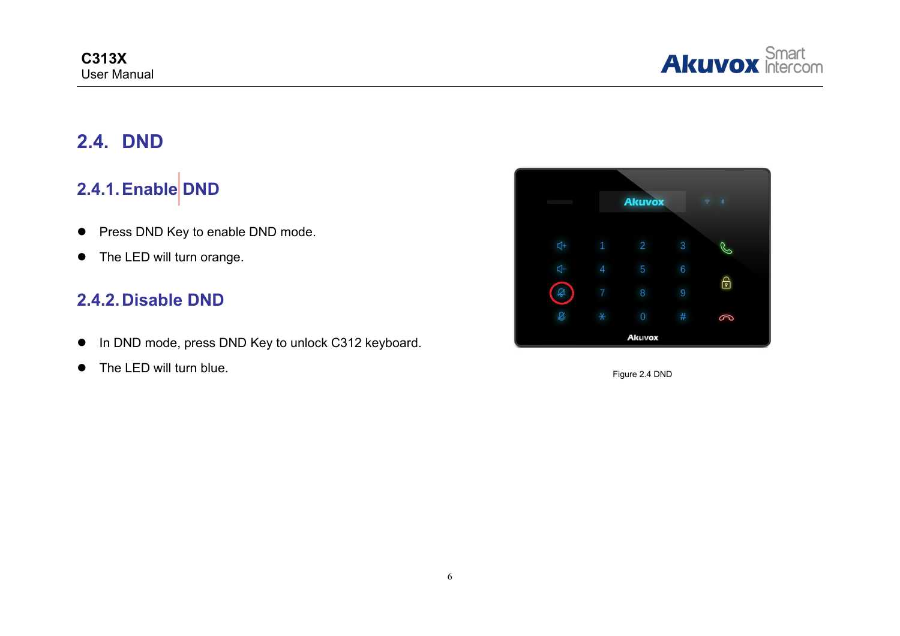## 2.4. DND

### 2.4.1. Enable DND

- Press DND Key to enable DND mode.
- The LED will turn orange.

### 2.4.2. Disable DND

- In DND mode, press DND Key to unlock C312 keyboard.
- The LED will turn blue.

Figure 2.4 DND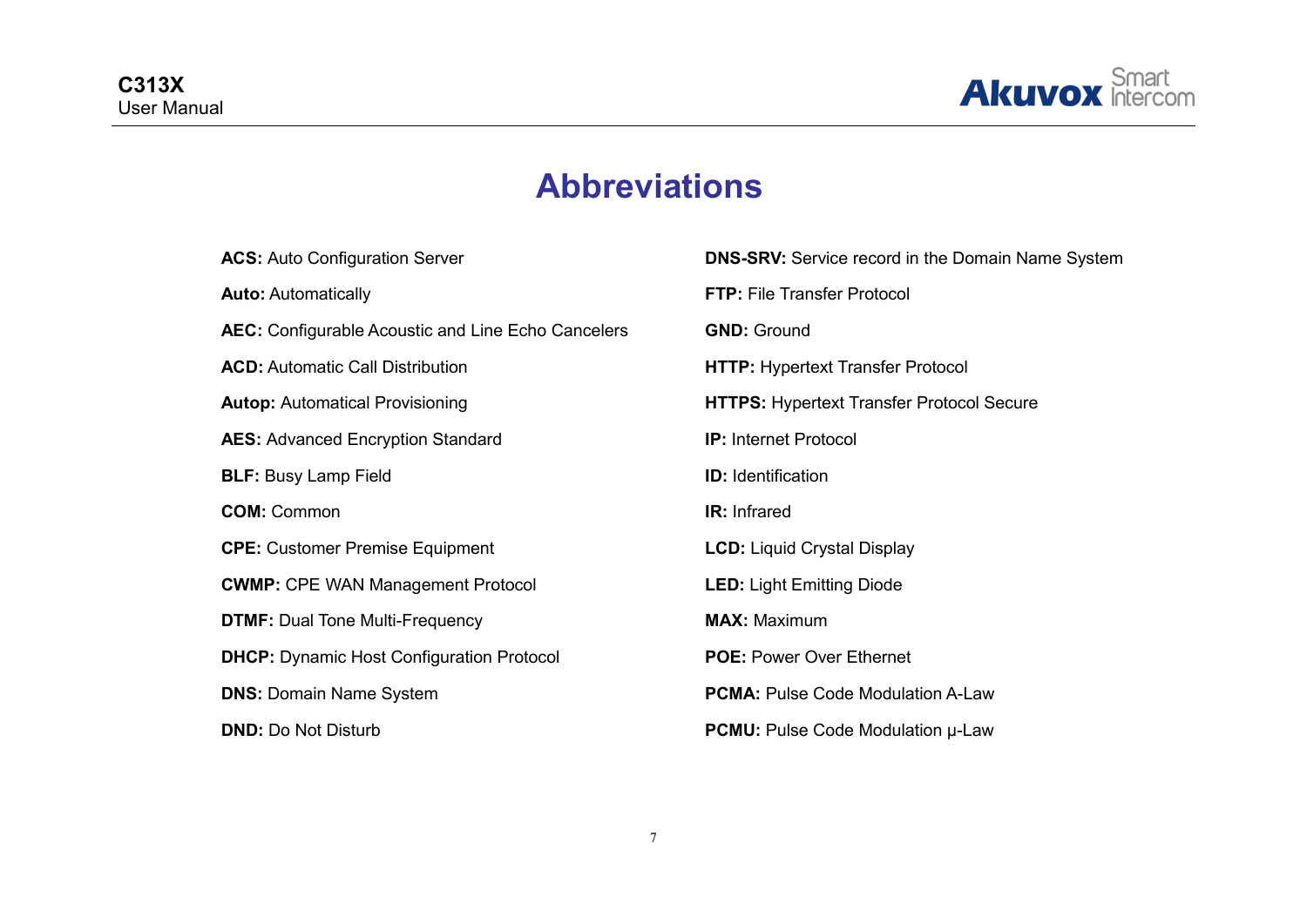# Abbreviations

**ACS:** Auto Configuration Server

**Auto:** Automatically

**AEC:** Configurable Acoustic and Line Echo Cancelers

**ACD:** Automatic Call Distribution

**Autop:** Automatical Provisioning

**AES:** Advanced Encryption Standard

**BLF:** Busy Lamp Field

**COM:** Common

**CPE:** Customer Premise Equipment

**CWMP:** CPE WAN Management Protocol

**DTMF:** Dual Tone Multi-Frequency

**DHCP:** Dynamic Host Configuration Protocol

**DNS:** Domain Name System

**DND:** Do Not Disturb

**DNS-SRV:** Service record in the Domain Name System

**FTP:** File Transfer Protocol

**GND:** Ground

**HTTP:** Hypertext Transfer Protocol

**HTTPS:** Hypertext Transfer Protocol Secure

**IP:** Internet Protocol

**ID:** Identification

**IR:** Infrared

**LCD:** Liquid Crystal Display

**LED:** Light Emitting Diode

**MAX:** Maximum

**POE:** Power Over Ethernet

**PCMA:** Pulse Code Modulation A-Law

**PCMU:** Pulse Code Modulation μ-Law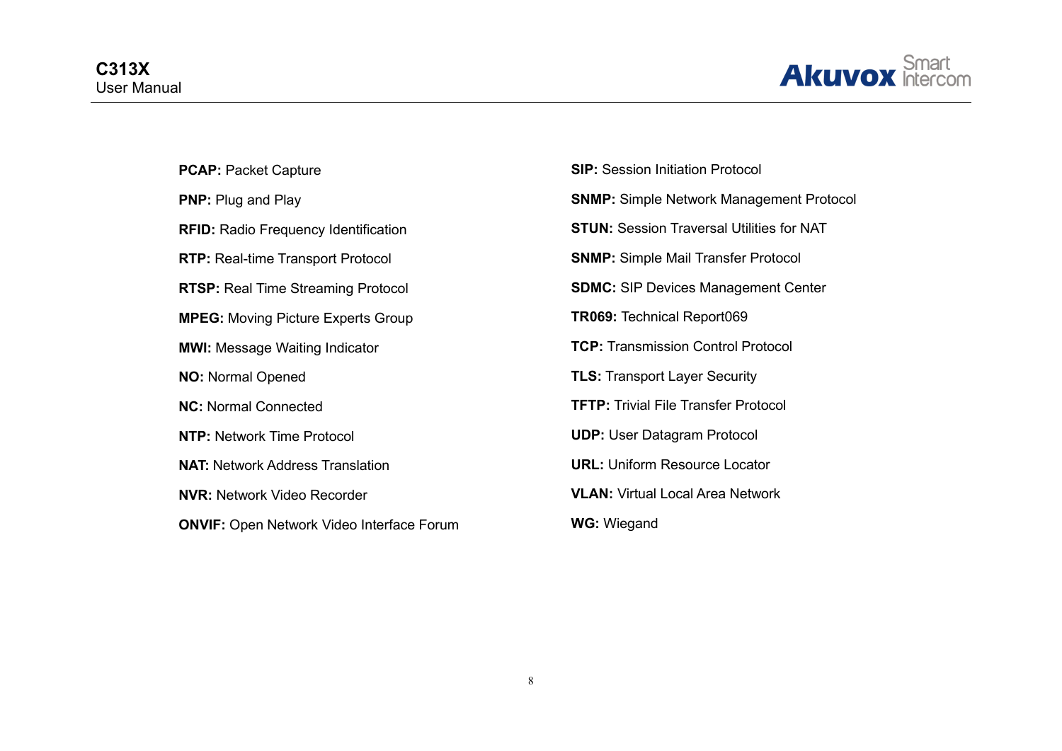**PCAP:** Packet Capture

**PNP:** Plug and Play

**RFID:** Radio Frequency Identification

**RTP:** Real-time Transport Protocol

**RTSP:** Real Time Streaming Protocol

**MPEG:** Moving Picture Experts Group

**MWI:** Message Waiting Indicator

**NO:** Normal Opened

**NC:** Normal Connected

**NTP:** Network Time Protocol

**NAT:** Network Address Translation

**NVR:** Network Video Recorder

**ONVIF:** Open Network Video Interface Forum

**SIP:** Session Initiation Protocol

**SNMP:** Simple Network Management Protocol

**STUN:** Session Traversal Utilities for NAT

**SNMP:** Simple Mail Transfer Protocol

**SDMC:** SIP Devices Management Center

**TR069:** Technical Report069

**TCP:** Transmission Control Protocol

**TLS:** Transport Layer Security

**TFTP:** Trivial File Transfer Protocol

**UDP:** User Datagram Protocol

**URL:** Uniform Resource Locator

**VLAN:** Virtual Local Area Network

**WG:** Wiegand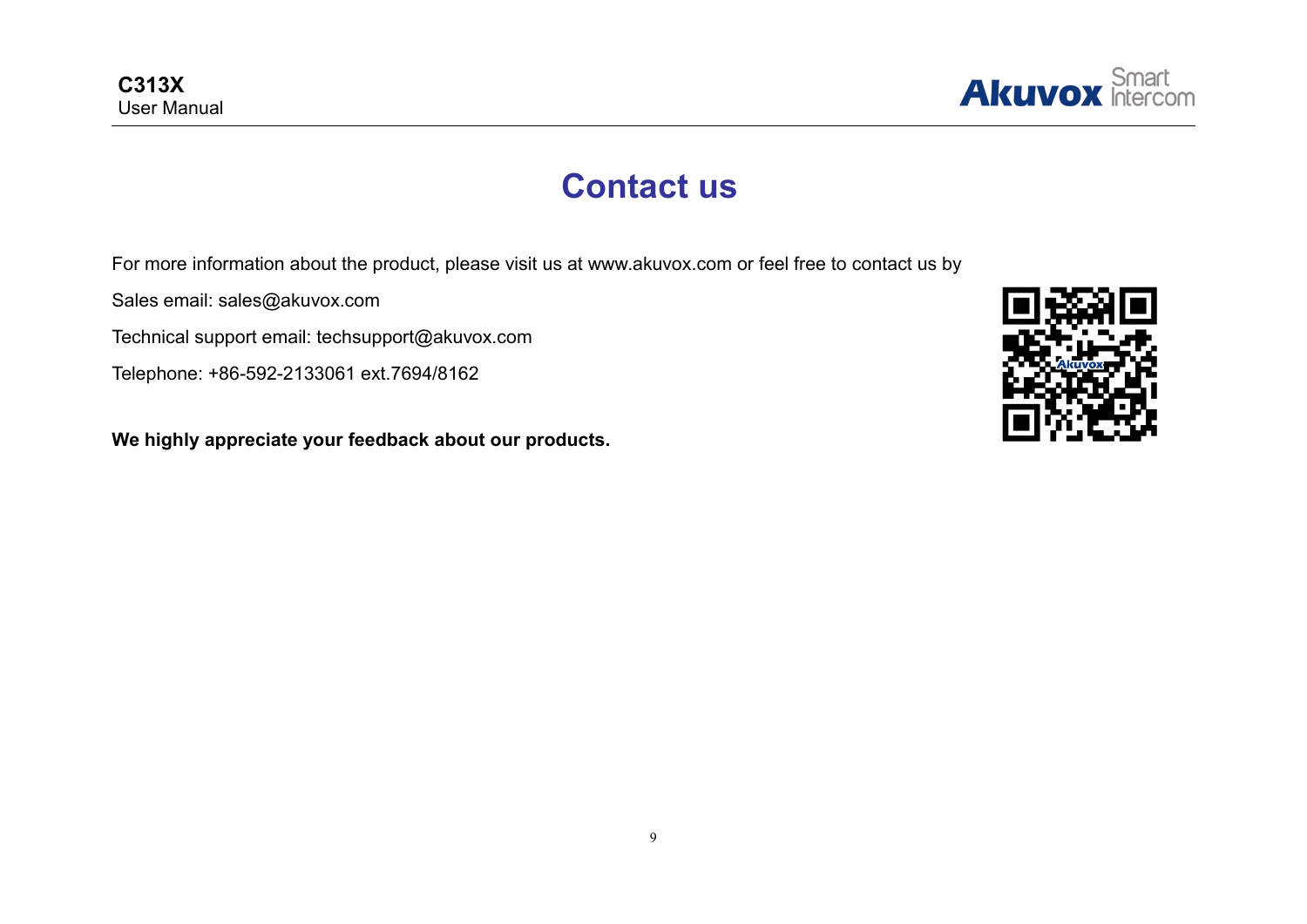# Contact us

For more information about the product, please visit us at www.akuvox.com or feel free to contact us by

Sales email: sales@akuvox.com

Technical support email: techsupport@akuvox.com

Telephone: +86-592-2133061 ext.7694/8162

**We highly appreciate your feedback about our products.**